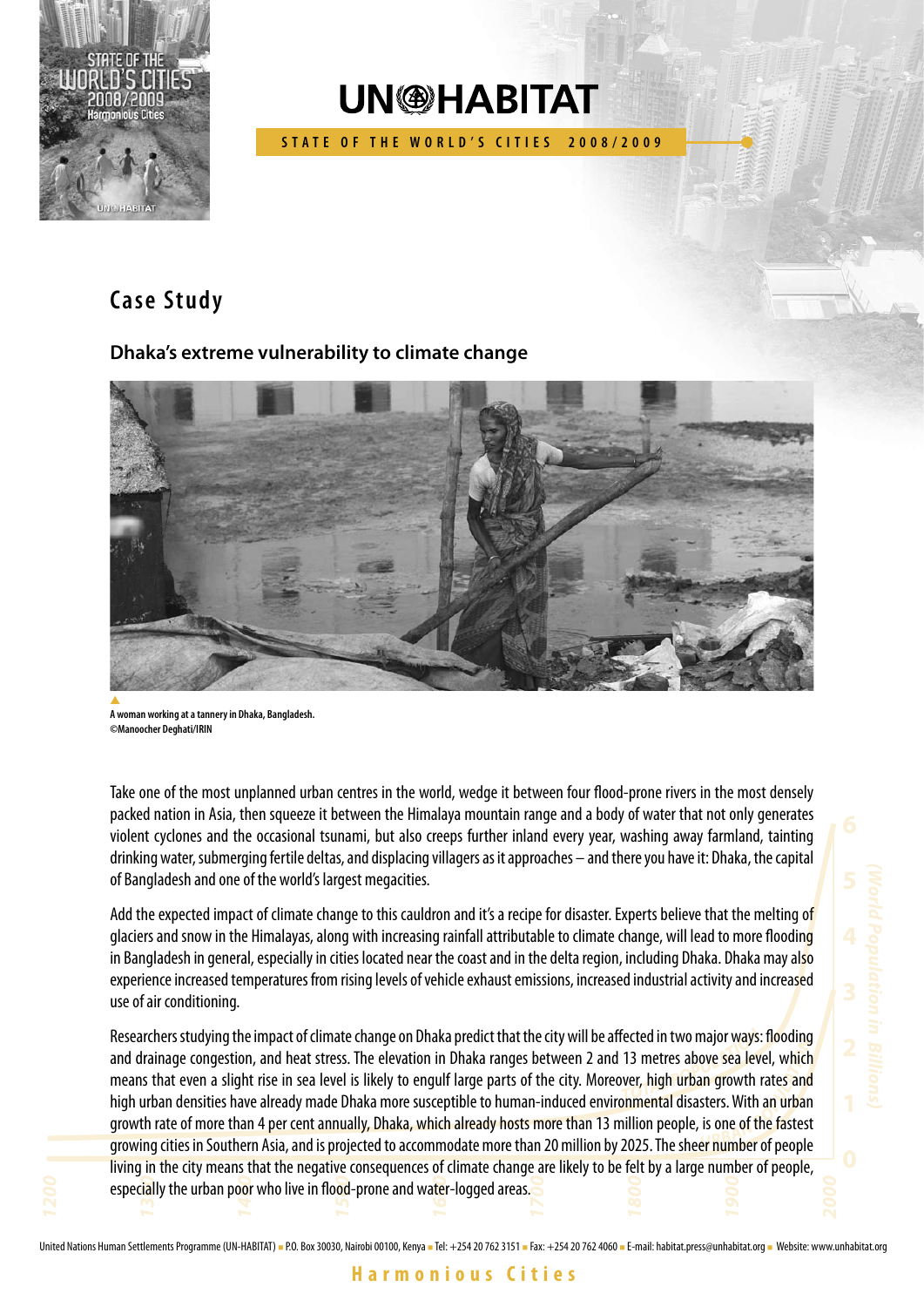# UN-HABITAT

STATE OF THE WORLD'S CITIES 2008/2009

## Case Study

### Dhaka's extreme vulnerability to climate change

A woman working at a tannery in Dhaka, Bangladesh.
©Manoocher Deghati/IRIN

Take one of the most unplanned urban centres in the world, wedge it between four flood-prone rivers in the most densely packed nation in Asia, then squeeze it between the Himalaya mountain range and a body of water that not only generates violent cyclones and the occasional tsunami, but also creeps further inland every year, washing away farmland, tainting drinking water, submerging fertile deltas, and displacing villagers as it approaches – and there you have it: Dhaka, the capital of Bangladesh and one of the world's largest megacities.

Add the expected impact of climate change to this cauldron and it's a recipe for disaster. Experts believe that the melting of glaciers and snow in the Himalayas, along with increasing rainfall attributable to climate change, will lead to more flooding in Bangladesh in general, especially in cities located near the coast and in the delta region, including Dhaka. Dhaka may also experience increased temperatures from rising levels of vehicle exhaust emissions, increased industrial activity and increased use of air conditioning.

Researchers studying the impact of climate change on Dhaka predict that the city will be affected in two major ways: flooding and drainage congestion, and heat stress. The elevation in Dhaka ranges between 2 and 13 metres above sea level, which means that even a slight rise in sea level is likely to engulf large parts of the city. Moreover, high urban growth rates and high urban densities have already made Dhaka more susceptible to human-induced environmental disasters. With an urban growth rate of more than 4 per cent annually, Dhaka, which already hosts more than 13 million people, is one of the fastest growing cities in Southern Asia, and is projected to accommodate more than 20 million by 2025. The sheer number of people living in the city means that the negative consequences of climate change are likely to be felt by a large number of people, especially the urban poor who live in flood-prone and water-logged areas.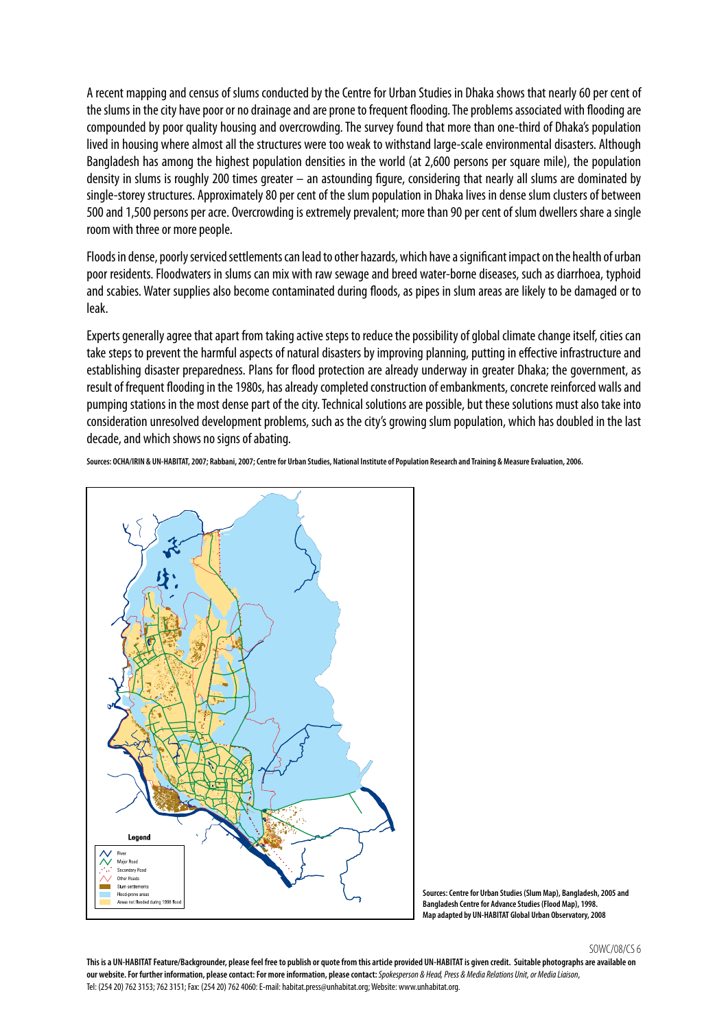A recent mapping and census of slums conducted by the Centre for Urban Studies in Dhaka shows that nearly 60 per cent of the slums in the city have poor or no drainage and are prone to frequent flooding. The problems associated with flooding are compounded by poor quality housing and overcrowding. The survey found that more than one-third of Dhaka's population lived in housing where almost all the structures were too weak to withstand large-scale environmental disasters. Although Bangladesh has among the highest population densities in the world (at 2,600 persons per square mile), the population density in slums is roughly 200 times greater – an astounding figure, considering that nearly all slums are dominated by single-storey structures. Approximately 80 per cent of the slum population in Dhaka lives in dense slum clusters of between 500 and 1,500 persons per acre. Overcrowding is extremely prevalent; more than 90 per cent of slum dwellers share a single room with three or more people.

Floods in dense, poorly serviced settlements can lead to other hazards, which have a significant impact on the health of urban poor residents. Floodwaters in slums can mix with raw sewage and breed water-borne diseases, such as diarrhoea, typhoid and scabies. Water supplies also become contaminated during floods, as pipes in slum areas are likely to be damaged or to leak.

Experts generally agree that apart from taking active steps to reduce the possibility of global climate change itself, cities can take steps to prevent the harmful aspects of natural disasters by improving planning, putting in effective infrastructure and establishing disaster preparedness. Plans for flood protection are already underway in greater Dhaka; the government, as result of frequent flooding in the 1980s, has already completed construction of embankments, concrete reinforced walls and pumping stations in the most dense part of the city. Technical solutions are possible, but these solutions must also take into consideration unresolved development problems, such as the city's growing slum population, which has doubled in the last decade, and which shows no signs of abating.

**Sources: OCHA/IRIN & UN-HABITAT, 2007; Rabbani, 2007; Centre for Urban Studies, National Institute of Population Research and Training & Measure Evaluation, 2006.**

Legend

River

Major Road

Secondary Road

Other Roads

Slum settlements

Flood-prone areas

Areas not flooded during 1998 flood

**Sources: Centre for Urban Studies (Slum Map), Bangladesh, 2005 and Bangladesh Centre for Advance Studies (Flood Map), 1998. Map adapted by UN-HABITAT Global Urban Observatory, 2008**

SOWC/08/CS 6

**This is a UN-HABITAT Feature/Backgrounder, please feel free to publish or quote from this article provided UN-HABITAT is given credit. Suitable photographs are available on our website. For further information, please contact: For more information, please contact:** *Spokesperson & Head, Press & Media Relations Unit, or Media Liaison*, Tel: (254 20) 762 3153; 762 3151; Fax: (254 20) 762 4060: E-mail: habitat.press@unhabitat.org; Website: www.unhabitat.org.